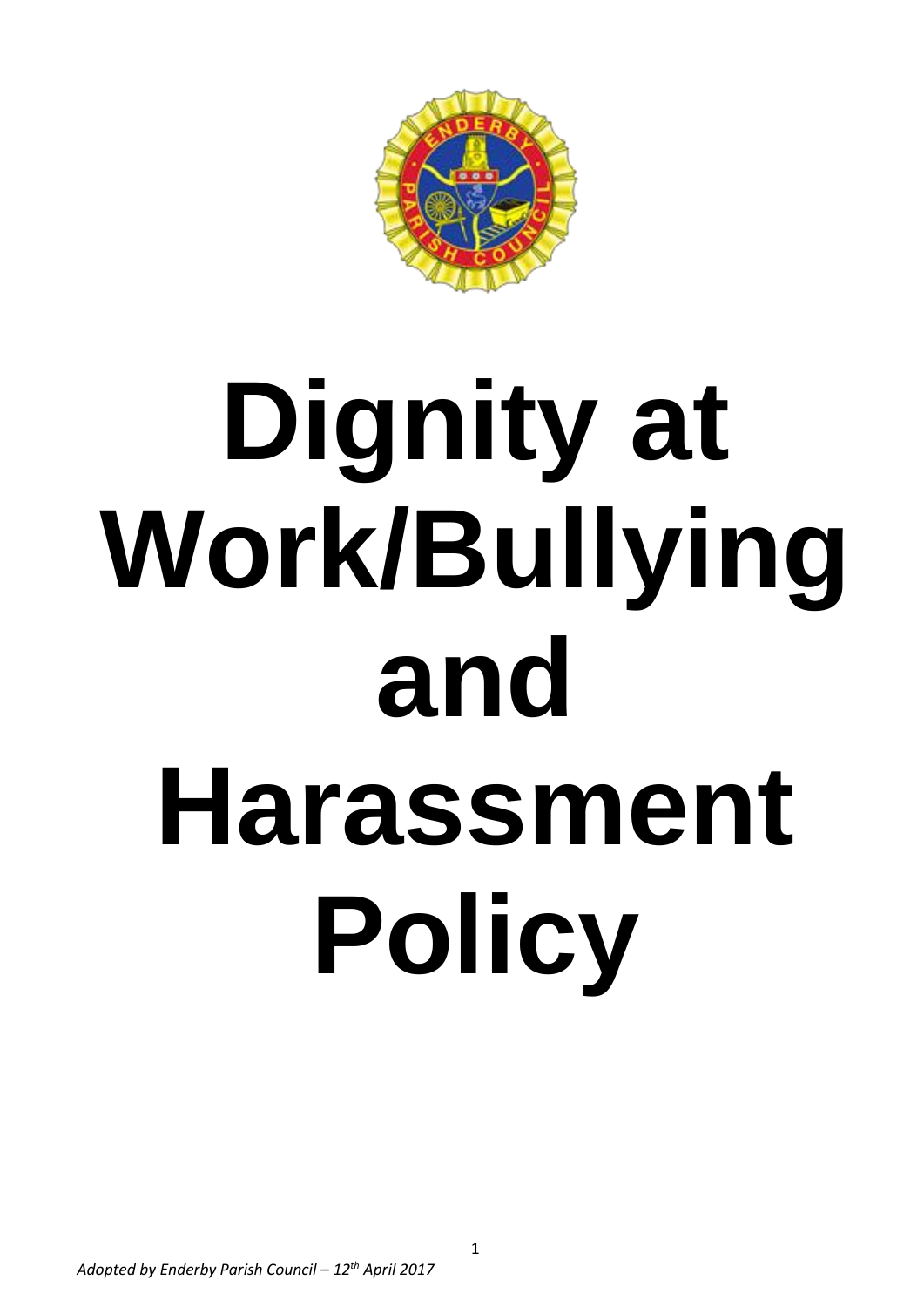# Dignity at Work/Bullying and Harassment Policy

*Adopted by Enderby Parish Council – 12th April 2017*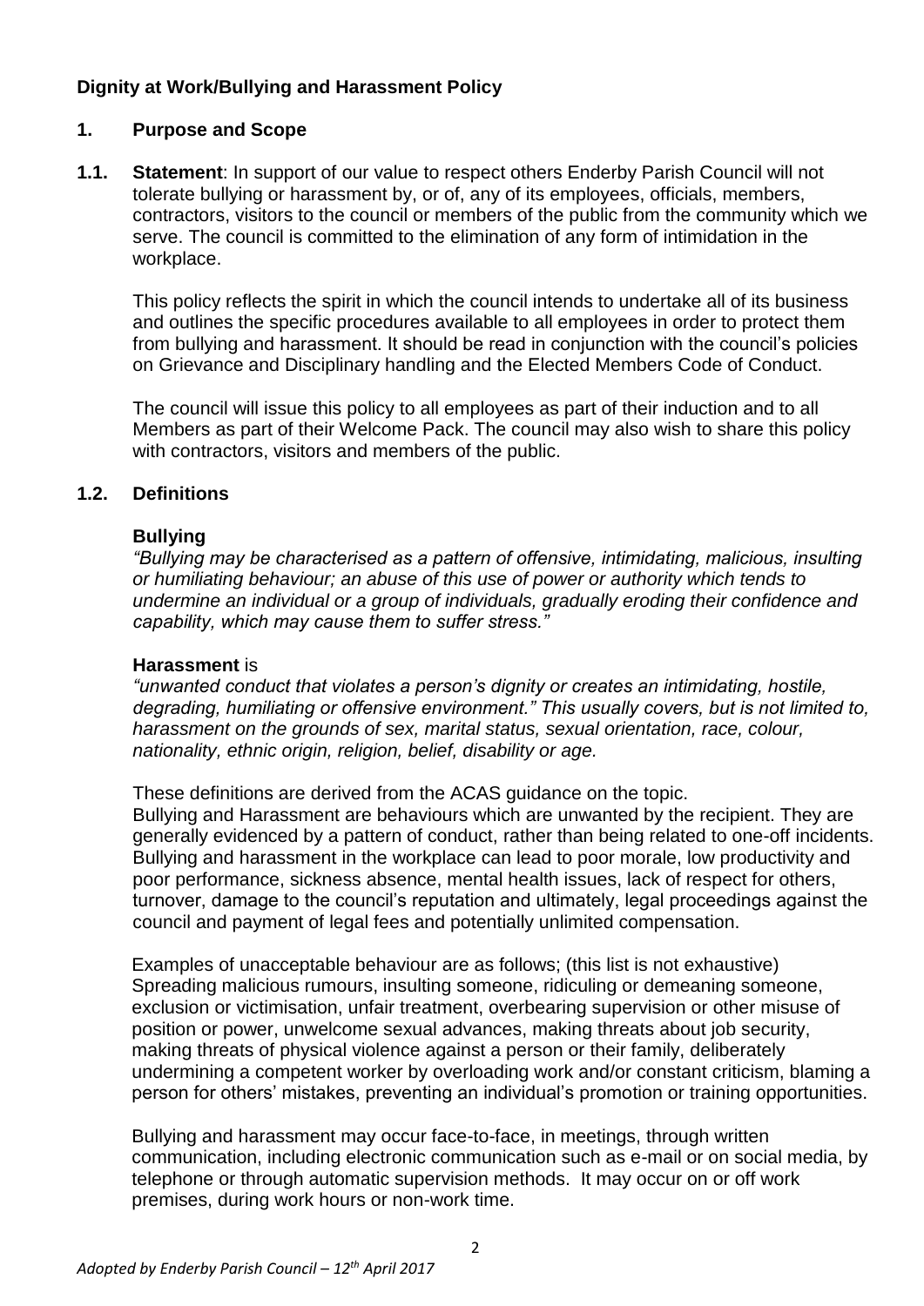**Dignity at Work/Bullying and Harassment Policy**

**1. Purpose and Scope**

**1.1. Statement**: In support of our value to respect others Enderby Parish Council will not tolerate bullying or harassment by, or of, any of its employees, officials, members, contractors, visitors to the council or members of the public from the community which we serve. The council is committed to the elimination of any form of intimidation in the workplace.

This policy reflects the spirit in which the council intends to undertake all of its business and outlines the specific procedures available to all employees in order to protect them from bullying and harassment. It should be read in conjunction with the council's policies on Grievance and Disciplinary handling and the Elected Members Code of Conduct.

The council will issue this policy to all employees as part of their induction and to all Members as part of their Welcome Pack. The council may also wish to share this policy with contractors, visitors and members of the public.

**1.2. Definitions**

**Bullying**

*"Bullying may be characterised as a pattern of offensive, intimidating, malicious, insulting or humiliating behaviour; an abuse of this use of power or authority which tends to undermine an individual or a group of individuals, gradually eroding their confidence and capability, which may cause them to suffer stress."*

**Harassment** is

*"unwanted conduct that violates a person's dignity or creates an intimidating, hostile, degrading, humiliating or offensive environment." This usually covers, but is not limited to, harassment on the grounds of sex, marital status, sexual orientation, race, colour, nationality, ethnic origin, religion, belief, disability or age.*

These definitions are derived from the ACAS guidance on the topic.
Bullying and Harassment are behaviours which are unwanted by the recipient. They are generally evidenced by a pattern of conduct, rather than being related to one-off incidents. Bullying and harassment in the workplace can lead to poor morale, low productivity and poor performance, sickness absence, mental health issues, lack of respect for others, turnover, damage to the council's reputation and ultimately, legal proceedings against the council and payment of legal fees and potentially unlimited compensation.

Examples of unacceptable behaviour are as follows; (this list is not exhaustive) Spreading malicious rumours, insulting someone, ridiculing or demeaning someone, exclusion or victimisation, unfair treatment, overbearing supervision or other misuse of position or power, unwelcome sexual advances, making threats about job security, making threats of physical violence against a person or their family, deliberately undermining a competent worker by overloading work and/or constant criticism, blaming a person for others' mistakes, preventing an individual's promotion or training opportunities.

Bullying and harassment may occur face-to-face, in meetings, through written communication, including electronic communication such as e-mail or on social media, by telephone or through automatic supervision methods. It may occur on or off work premises, during work hours or non-work time.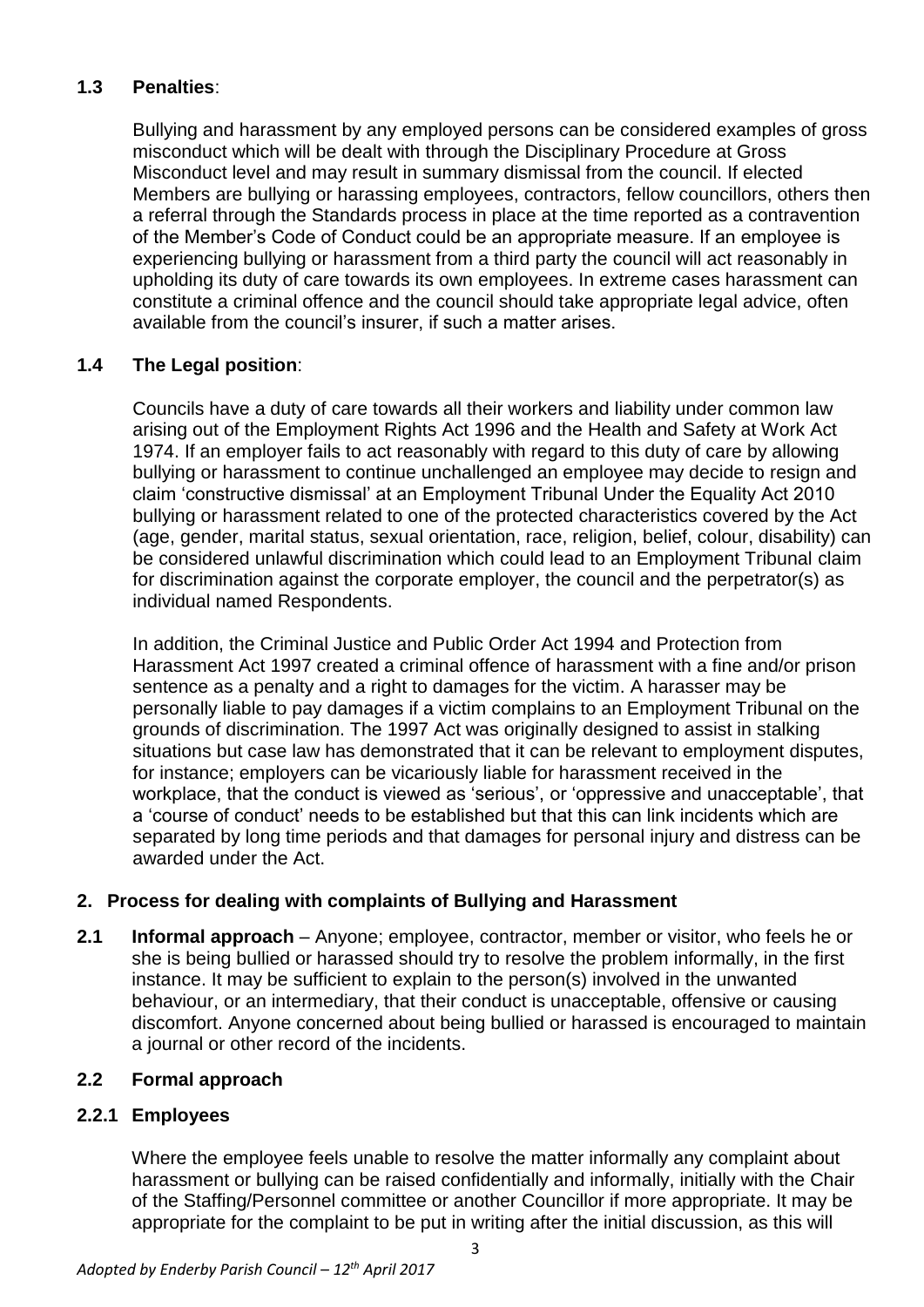### 1.3 Penalties:

Bullying and harassment by any employed persons can be considered examples of gross misconduct which will be dealt with through the Disciplinary Procedure at Gross Misconduct level and may result in summary dismissal from the council. If elected Members are bullying or harassing employees, contractors, fellow councillors, others then a referral through the Standards process in place at the time reported as a contravention of the Member's Code of Conduct could be an appropriate measure. If an employee is experiencing bullying or harassment from a third party the council will act reasonably in upholding its duty of care towards its own employees. In extreme cases harassment can constitute a criminal offence and the council should take appropriate legal advice, often available from the council's insurer, if such a matter arises.

### 1.4 The Legal position:

Councils have a duty of care towards all their workers and liability under common law arising out of the Employment Rights Act 1996 and the Health and Safety at Work Act 1974. If an employer fails to act reasonably with regard to this duty of care by allowing bullying or harassment to continue unchallenged an employee may decide to resign and claim 'constructive dismissal' at an Employment Tribunal Under the Equality Act 2010 bullying or harassment related to one of the protected characteristics covered by the Act (age, gender, marital status, sexual orientation, race, religion, belief, colour, disability) can be considered unlawful discrimination which could lead to an Employment Tribunal claim for discrimination against the corporate employer, the council and the perpetrator(s) as individual named Respondents.

In addition, the Criminal Justice and Public Order Act 1994 and Protection from Harassment Act 1997 created a criminal offence of harassment with a fine and/or prison sentence as a penalty and a right to damages for the victim. A harasser may be personally liable to pay damages if a victim complains to an Employment Tribunal on the grounds of discrimination. The 1997 Act was originally designed to assist in stalking situations but case law has demonstrated that it can be relevant to employment disputes, for instance; employers can be vicariously liable for harassment received in the workplace, that the conduct is viewed as 'serious', or 'oppressive and unacceptable', that a 'course of conduct' needs to be established but that this can link incidents which are separated by long time periods and that damages for personal injury and distress can be awarded under the Act.

## 2. Process for dealing with complaints of Bullying and Harassment

**2.1 Informal approach** – Anyone; employee, contractor, member or visitor, who feels he or she is being bullied or harassed should try to resolve the problem informally, in the first instance. It may be sufficient to explain to the person(s) involved in the unwanted behaviour, or an intermediary, that their conduct is unacceptable, offensive or causing discomfort. Anyone concerned about being bullied or harassed is encouraged to maintain a journal or other record of the incidents.

### 2.2 Formal approach

#### 2.2.1 Employees

Where the employee feels unable to resolve the matter informally any complaint about harassment or bullying can be raised confidentially and informally, initially with the Chair of the Staffing/Personnel committee or another Councillor if more appropriate. It may be appropriate for the complaint to be put in writing after the initial discussion, as this will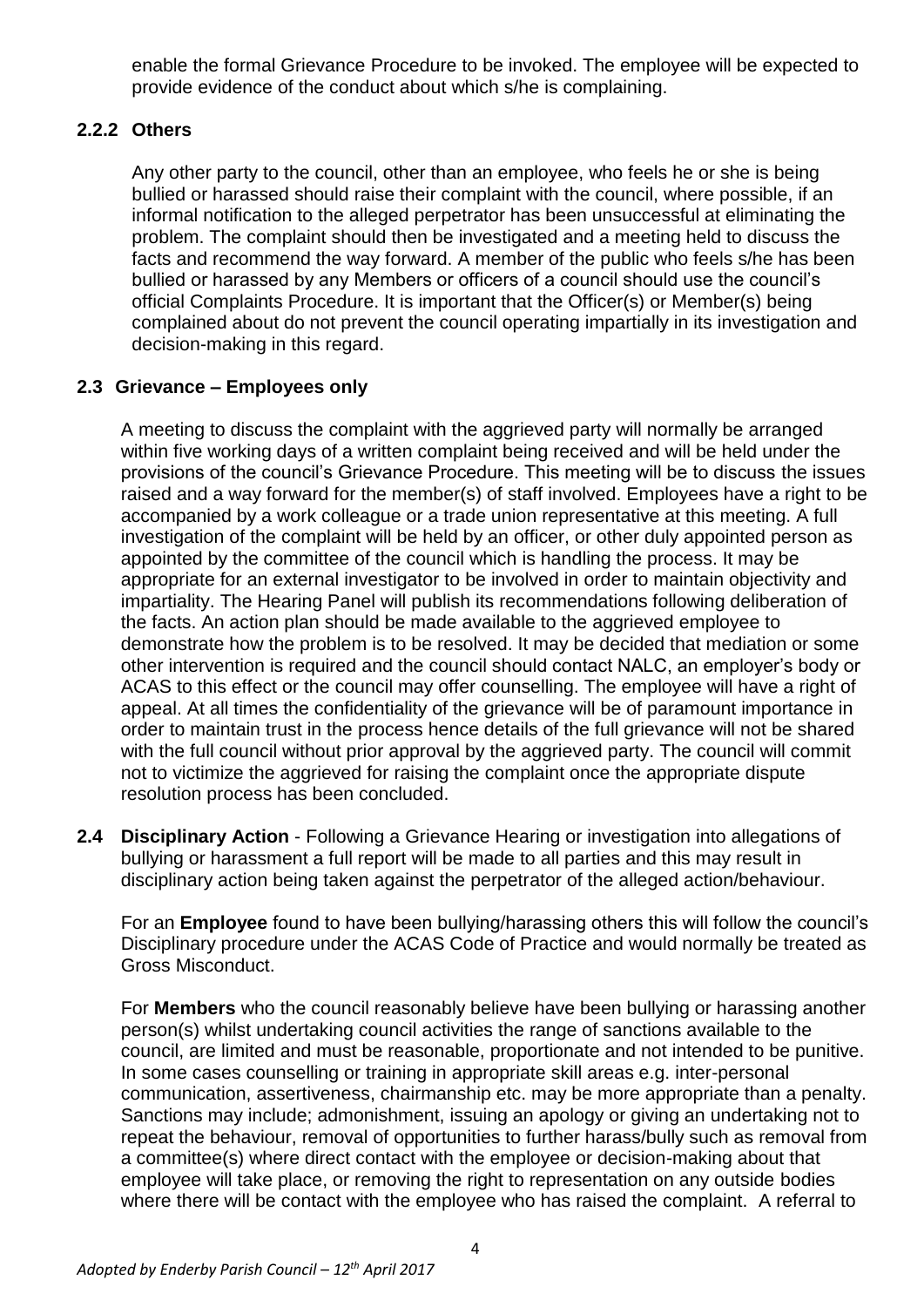enable the formal Grievance Procedure to be invoked. The employee will be expected to provide evidence of the conduct about which s/he is complaining.

### 2.2.2 Others

Any other party to the council, other than an employee, who feels he or she is being bullied or harassed should raise their complaint with the council, where possible, if an informal notification to the alleged perpetrator has been unsuccessful at eliminating the problem. The complaint should then be investigated and a meeting held to discuss the facts and recommend the way forward. A member of the public who feels s/he has been bullied or harassed by any Members or officers of a council should use the council's official Complaints Procedure. It is important that the Officer(s) or Member(s) being complained about do not prevent the council operating impartially in its investigation and decision-making in this regard.

### 2.3 Grievance – Employees only

A meeting to discuss the complaint with the aggrieved party will normally be arranged within five working days of a written complaint being received and will be held under the provisions of the council's Grievance Procedure. This meeting will be to discuss the issues raised and a way forward for the member(s) of staff involved. Employees have a right to be accompanied by a work colleague or a trade union representative at this meeting. A full investigation of the complaint will be held by an officer, or other duly appointed person as appointed by the committee of the council which is handling the process. It may be appropriate for an external investigator to be involved in order to maintain objectivity and impartiality. The Hearing Panel will publish its recommendations following deliberation of the facts. An action plan should be made available to the aggrieved employee to demonstrate how the problem is to be resolved. It may be decided that mediation or some other intervention is required and the council should contact NALC, an employer's body or ACAS to this effect or the council may offer counselling. The employee will have a right of appeal. At all times the confidentiality of the grievance will be of paramount importance in order to maintain trust in the process hence details of the full grievance will not be shared with the full council without prior approval by the aggrieved party. The council will commit not to victimize the aggrieved for raising the complaint once the appropriate dispute resolution process has been concluded.

**2.4 Disciplinary Action** - Following a Grievance Hearing or investigation into allegations of bullying or harassment a full report will be made to all parties and this may result in disciplinary action being taken against the perpetrator of the alleged action/behaviour.

For an **Employee** found to have been bullying/harassing others this will follow the council's Disciplinary procedure under the ACAS Code of Practice and would normally be treated as Gross Misconduct.

For **Members** who the council reasonably believe have been bullying or harassing another person(s) whilst undertaking council activities the range of sanctions available to the council, are limited and must be reasonable, proportionate and not intended to be punitive. In some cases counselling or training in appropriate skill areas e.g. inter-personal communication, assertiveness, chairmanship etc. may be more appropriate than a penalty. Sanctions may include; admonishment, issuing an apology or giving an undertaking not to repeat the behaviour, removal of opportunities to further harass/bully such as removal from a committee(s) where direct contact with the employee or decision-making about that employee will take place, or removing the right to representation on any outside bodies where there will be contact with the employee who has raised the complaint. A referral to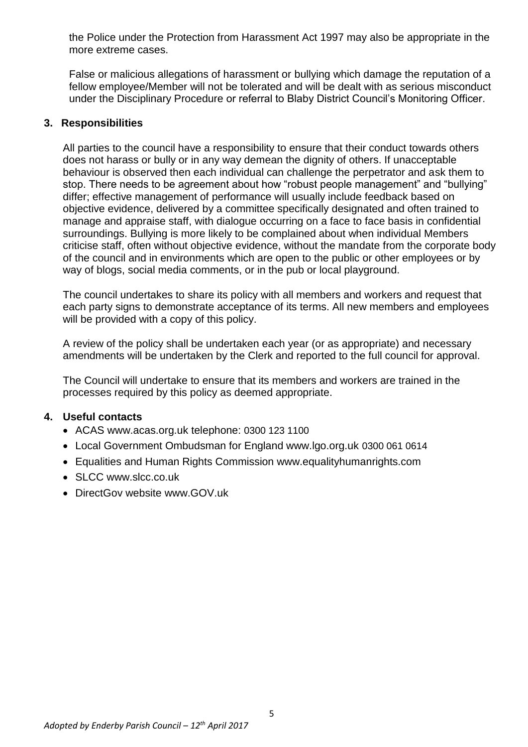the Police under the Protection from Harassment Act 1997 may also be appropriate in the more extreme cases.

False or malicious allegations of harassment or bullying which damage the reputation of a fellow employee/Member will not be tolerated and will be dealt with as serious misconduct under the Disciplinary Procedure or referral to Blaby District Council's Monitoring Officer.

## 3. Responsibilities

All parties to the council have a responsibility to ensure that their conduct towards others does not harass or bully or in any way demean the dignity of others. If unacceptable behaviour is observed then each individual can challenge the perpetrator and ask them to stop. There needs to be agreement about how "robust people management" and "bullying" differ; effective management of performance will usually include feedback based on objective evidence, delivered by a committee specifically designated and often trained to manage and appraise staff, with dialogue occurring on a face to face basis in confidential surroundings. Bullying is more likely to be complained about when individual Members criticise staff, often without objective evidence, without the mandate from the corporate body of the council and in environments which are open to the public or other employees or by way of blogs, social media comments, or in the pub or local playground.

The council undertakes to share its policy with all members and workers and request that each party signs to demonstrate acceptance of its terms. All new members and employees will be provided with a copy of this policy.

A review of the policy shall be undertaken each year (or as appropriate) and necessary amendments will be undertaken by the Clerk and reported to the full council for approval.

The Council will undertake to ensure that its members and workers are trained in the processes required by this policy as deemed appropriate.

## 4. Useful contacts

- ACAS www.acas.org.uk telephone: 0300 123 1100
- Local Government Ombudsman for England www.lgo.org.uk 0300 061 0614
- Equalities and Human Rights Commission www.equalityhumanrights.com
- SLCC www.slcc.co.uk
- DirectGov website www.GOV.uk